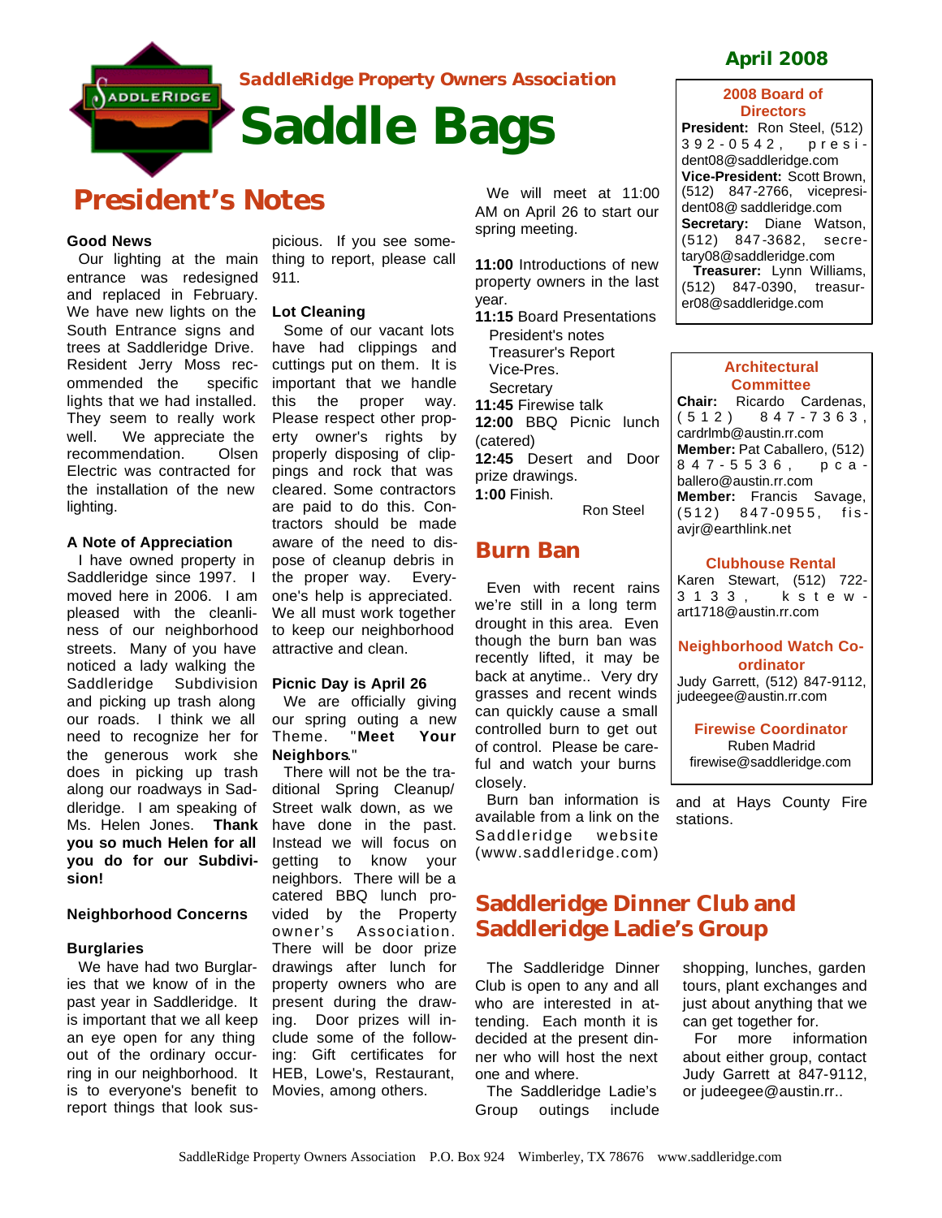**SaddleRidge Property Owners Association**

# Saddle Bags

**April 2008**

## President's Notes

**Good News**

Our lighting at the main entrance was redesigned and replaced in February. We have new lights on the South Entrance signs and trees at Saddleridge Drive. Resident Jerry Moss recommended the specific lights that we had installed. They seem to really work well. We appreciate the recommendation. Olsen Electric was contracted for the installation of the new lighting.

**A Note of Appreciation**

I have owned property in Saddleridge since 1997. I moved here in 2006. I am pleased with the cleanliness of our neighborhood streets. Many of you have noticed a lady walking the Saddleridge Subdivision and picking up trash along our roads. I think we all need to recognize her for the generous work she does in picking up trash along our roadways in Saddleridge. I am speaking of Ms. Helen Jones. **Thank you so much Helen for all you do for our Subdivision!**

**Neighborhood Concerns**

**Burglaries**

We have had two Burglaries that we know of in the past year in Saddleridge. It is important that we all keep an eye open for any thing out of the ordinary occurring in our neighborhood. It is to everyone's benefit to report things that look suspicious. If you see something to report, please call 911.

**Lot Cleaning**

Some of our vacant lots have had clippings and cuttings put on them. It is important that we handle this the proper way. Please respect other property owner's rights by properly disposing of clippings and rock that was cleared. Some contractors are paid to do this. Contractors should be made aware of the need to dispose of cleanup debris in the proper way. Everyone's help is appreciated. We all must work together to keep our neighborhood attractive and clean.

**Picnic Day is April 26**

We are officially giving our spring outing a new Theme. "**Meet Your Neighbors**."

There will not be the traditional Spring Cleanup/ Street walk down, as we have done in the past. Instead we will focus on getting to know your neighbors. There will be a catered BBQ lunch provided by the Property owner's Association. There will be door prize drawings after lunch for property owners who are present during the drawing. Door prizes will include some of the following: Gift certificates for HEB, Lowe's, Restaurant, Movies, among others.

We will meet at 11:00 AM on April 26 to start our spring meeting.

**11:00** Introductions of new property owners in the last year.
**11:15** Board Presentations
- President's notes
- Treasurer's Report
- Vice-Pres.
- Secretary

**11:45** Firewise talk
**12:00** BBQ Picnic lunch (catered)
**12:45** Desert and Door prize drawings.
**1:00** Finish.

Ron Steel

## Burn Ban

Even with recent rains we're still in a long term drought in this area. Even though the burn ban was recently lifted, it may be back at anytime.. Very dry grasses and recent winds can quickly cause a small controlled burn to get out of control. Please be careful and watch your burns closely.

Burn ban information is available from a link on the Saddleridge website (www.saddleridge.com) and at Hays County Fire stations.

### 2008 Board of Directors

**President:** Ron Steel, (512) 392-0542, president08@saddleridge.com
**Vice-President:** Scott Brown, (512) 847-2766, vicepresident08@ saddleridge.com
**Secretary:** Diane Watson, (512) 847-3682, secretary08@saddleridge.com
**Treasurer:** Lynn Williams, (512) 847-0390, treasurer08@saddleridge.com

### Architectural Committee

**Chair:** Ricardo Cardenas, (512) 847-7363, cardrlmb@austin.rr.com
**Member:** Pat Caballero, (512) 847-5536, pcaballero@austin.rr.com
**Member:** Francis Savage, (512) 847-0955, fisavjr@earthlink.net

### Clubhouse Rental

Karen Stewart, (512) 722-3133, kstewart1718@austin.rr.com

### Neighborhood Watch Co-ordinator

Judy Garrett, (512) 847-9112, judeegee@austin.rr.com

### Firewise Coordinator

Ruben Madrid
firewise@saddleridge.com

## Saddleridge Dinner Club and Saddleridge Ladie's Group

The Saddleridge Dinner Club is open to any and all who are interested in attending. Each month it is decided at the present dinner who will host the next one and where.

The Saddleridge Ladie's Group outings include shopping, lunches, garden tours, plant exchanges and just about anything that we can get together for.

For more information about either group, contact Judy Garrett at 847-9112, or judeegee@austin.rr..

SaddleRidge Property Owners Association P.O. Box 924 Wimberley, TX 78676 www.saddleridge.com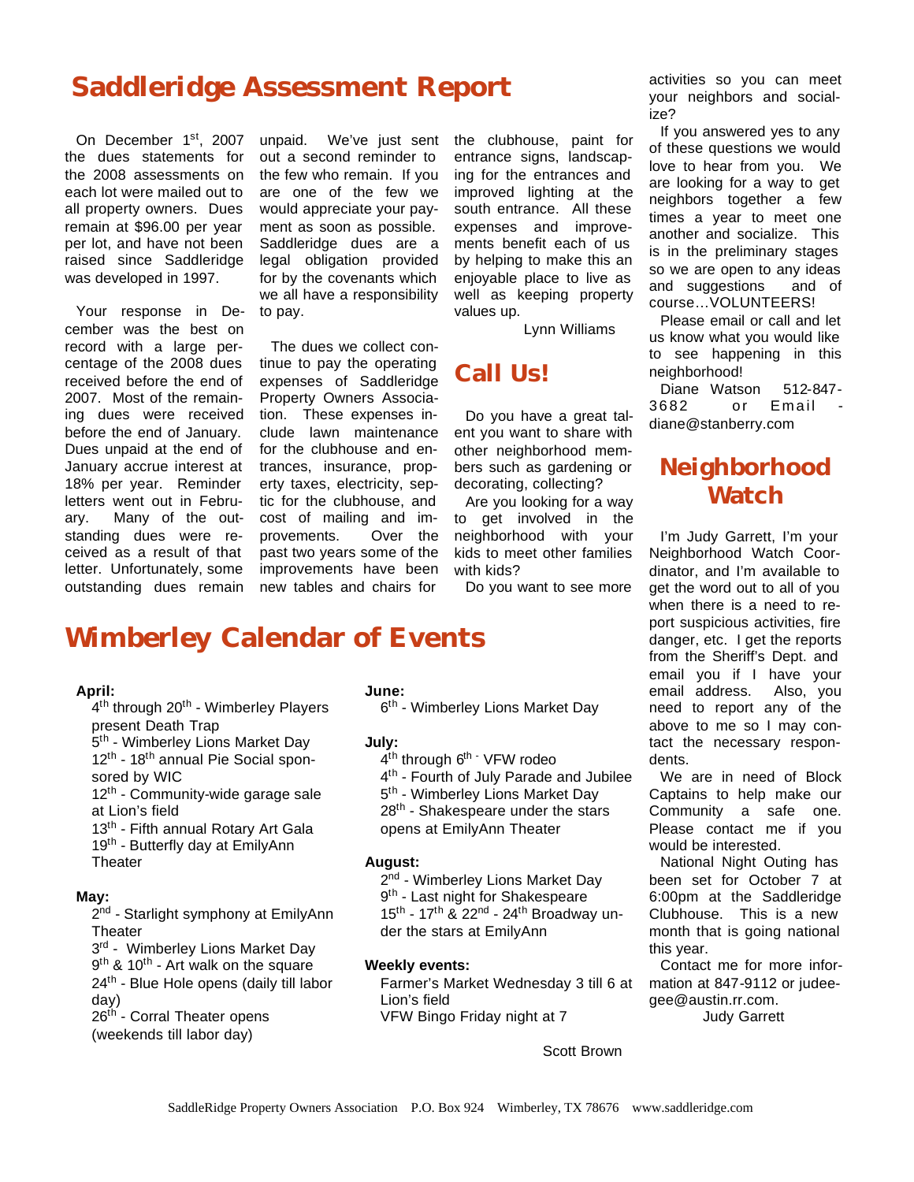# Saddleridge Assessment Report

On December 1st, 2007 the dues statements for the 2008 assessments on each lot were mailed out to all property owners. Dues remain at $96.00 per year per lot, and have not been raised since Saddleridge was developed in 1997.

Your response in December was the best on record with a large percentage of the 2008 dues received before the end of 2007. Most of the remaining dues were received before the end of January. Dues unpaid at the end of January accrue interest at 18% per year. Reminder letters went out in February. Many of the outstanding dues were received as a result of that letter. Unfortunately, some outstanding dues remain unpaid. We've just sent out a second reminder to the few who remain. If you are one of the few we would appreciate your payment as soon as possible. Saddleridge dues are a legal obligation provided for by the covenants which we all have a responsibility to pay.

The dues we collect continue to pay the operating expenses of Saddleridge Property Owners Association. These expenses include lawn maintenance for the clubhouse and entrances, insurance, property taxes, electricity, septic for the clubhouse, and cost of mailing and improvements. Over the past two years some of the improvements have been new tables and chairs for the clubhouse, paint for entrance signs, landscaping for the entrances and improved lighting at the south entrance. All these expenses and improvements benefit each of us by helping to make this an enjoyable place to live as well as keeping property values up.

Lynn Williams

# Call Us!

Do you have a great talent you want to share with other neighborhood members such as gardening or decorating, collecting?

Are you looking for a way to get involved in the neighborhood with your kids to meet other families with kids?

Do you want to see more activities so you can meet your neighbors and socialize?

If you answered yes to any of these questions we would love to hear from you. We are looking for a way to get neighbors together a few times a year to meet one another and socialize. This is in the preliminary stages so we are open to any ideas and suggestions and of course…VOLUNTEERS!

Please email or call and let us know what you would like to see happening in this neighborhood!

Diane Watson 512-847-3682 or Email - diane@stanberry.com

# Neighborhood Watch

I'm Judy Garrett, I'm your Neighborhood Watch Coordinator, and I'm available to get the word out to all of you when there is a need to report suspicious activities, fire danger, etc. I get the reports from the Sheriff's Dept. and email you if I have your email address. Also, you need to report any of the above to me so I may contact the necessary respondents.

We are in need of Block Captains to help make our Community a safe one. Please contact me if you would be interested.

National Night Outing has been set for October 7 at 6:00pm at the Saddleridge Clubhouse. This is a new month that is going national this year.

Contact me for more information at 847-9112 or judeegee@austin.rr.com.

Judy Garrett

# Wimberley Calendar of Events

**April:**

4th through 20th - Wimberley Players present Death Trap
5th - Wimberley Lions Market Day
12th - 18th annual Pie Social sponsored by WIC
12th - Community-wide garage sale at Lion's field
13th - Fifth annual Rotary Art Gala
19th - Butterfly day at EmilyAnn Theater

**May:**

2nd - Starlight symphony at EmilyAnn Theater
3rd - Wimberley Lions Market Day
9th & 10th - Art walk on the square
24th - Blue Hole opens (daily till labor day)
26th - Corral Theater opens (weekends till labor day)

**June:**

6th - Wimberley Lions Market Day

**July:**

4th through 6th - VFW rodeo
4th - Fourth of July Parade and Jubilee
5th - Wimberley Lions Market Day
28th - Shakespeare under the stars opens at EmilyAnn Theater

**August:**

2nd - Wimberley Lions Market Day
9th - Last night for Shakespeare
15th - 17th & 22nd - 24th Broadway under the stars at EmilyAnn

**Weekly events:**

Farmer's Market Wednesday 3 till 6 at Lion's field
VFW Bingo Friday night at 7

Scott Brown